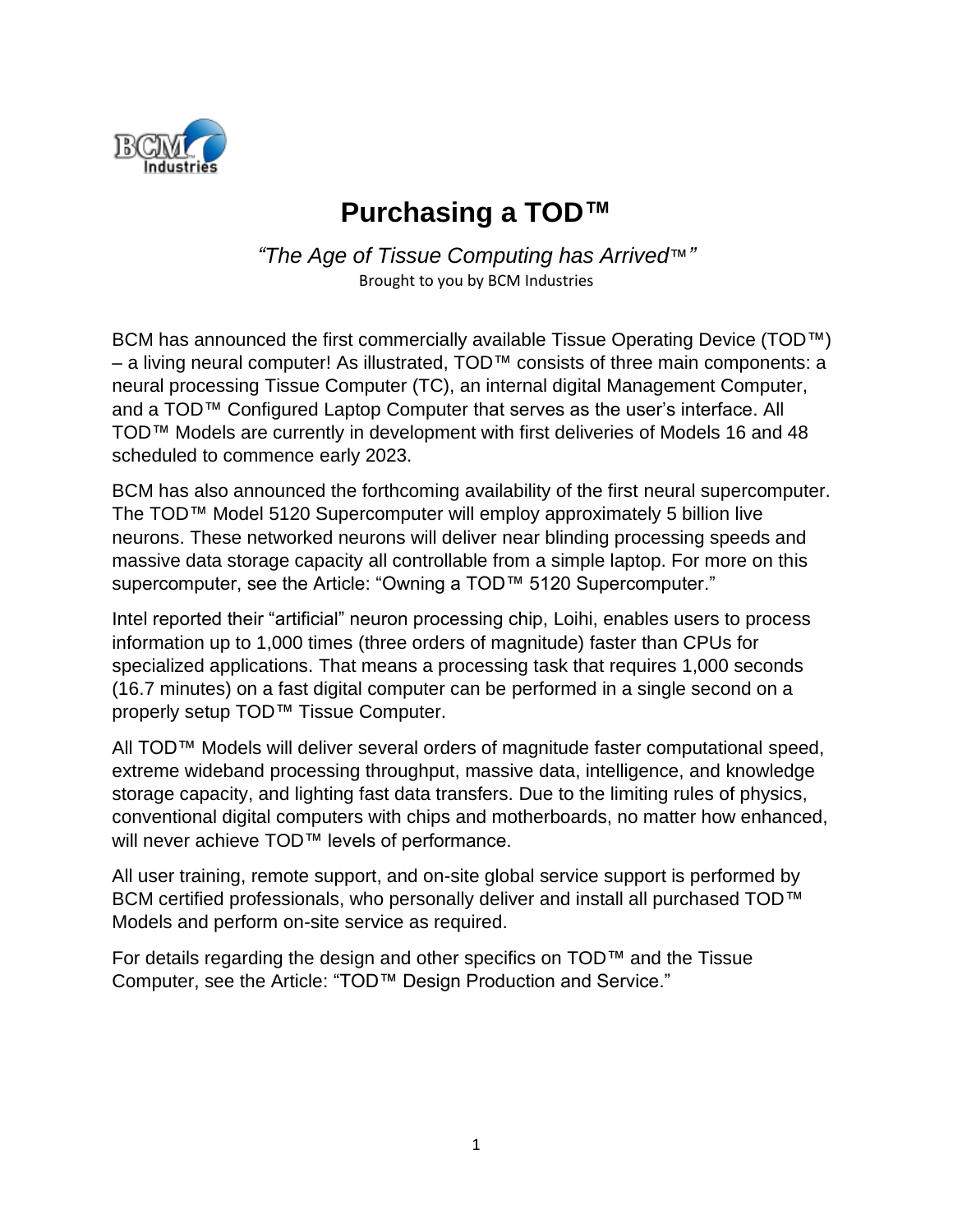# Purchasing a TOD™

*"The Age of Tissue Computing has Arrived™"*
Brought to you by BCM Industries

BCM has announced the first commercially available Tissue Operating Device (TOD™) – a living neural computer! As illustrated, TOD™ consists of three main components: a neural processing Tissue Computer (TC), an internal digital Management Computer, and a TOD™ Configured Laptop Computer that serves as the user's interface. All TOD™ Models are currently in development with first deliveries of Models 16 and 48 scheduled to commence early 2023.

BCM has also announced the forthcoming availability of the first neural supercomputer. The TOD™ Model 5120 Supercomputer will employ approximately 5 billion live neurons. These networked neurons will deliver near blinding processing speeds and massive data storage capacity all controllable from a simple laptop. For more on this supercomputer, see the Article: "Owning a TOD™ 5120 Supercomputer."

Intel reported their "artificial" neuron processing chip, Loihi, enables users to process information up to 1,000 times (three orders of magnitude) faster than CPUs for specialized applications. That means a processing task that requires 1,000 seconds (16.7 minutes) on a fast digital computer can be performed in a single second on a properly setup TOD™ Tissue Computer.

All TOD™ Models will deliver several orders of magnitude faster computational speed, extreme wideband processing throughput, massive data, intelligence, and knowledge storage capacity, and lighting fast data transfers. Due to the limiting rules of physics, conventional digital computers with chips and motherboards, no matter how enhanced, will never achieve TOD™ levels of performance.

All user training, remote support, and on-site global service support is performed by BCM certified professionals, who personally deliver and install all purchased TOD™ Models and perform on-site service as required.

For details regarding the design and other specifics on TOD™ and the Tissue Computer, see the Article: "TOD™ Design Production and Service."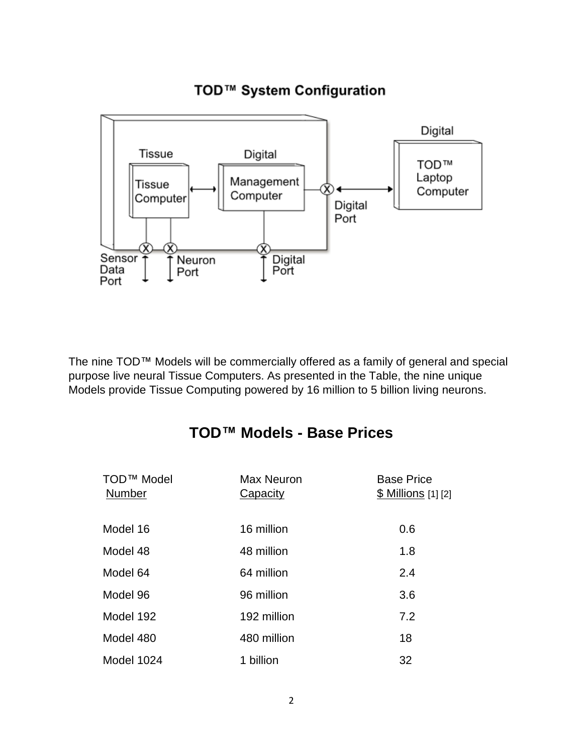## TOD™ System Configuration

Tissue

Tissue Computer

Digital

Management Computer

Digital

TOD™ Laptop Computer

Digital Port

Sensor Data Port

Neuron Port

Digital Port

The nine TOD™ Models will be commercially offered as a family of general and special purpose live neural Tissue Computers. As presented in the Table, the nine unique Models provide Tissue Computing powered by 16 million to 5 billion living neurons.

## TOD™ Models - Base Prices

| TOD™ Model Number | Max Neuron Capacity | Base Price $ Millions [1] [2] |
|---|---|---|
| Model 16 | 16 million | 0.6 |
| Model 48 | 48 million | 1.8 |
| Model 64 | 64 million | 2.4 |
| Model 96 | 96 million | 3.6 |
| Model 192 | 192 million | 7.2 |
| Model 480 | 480 million | 18 |
| Model 1024 | 1 billion | 32 |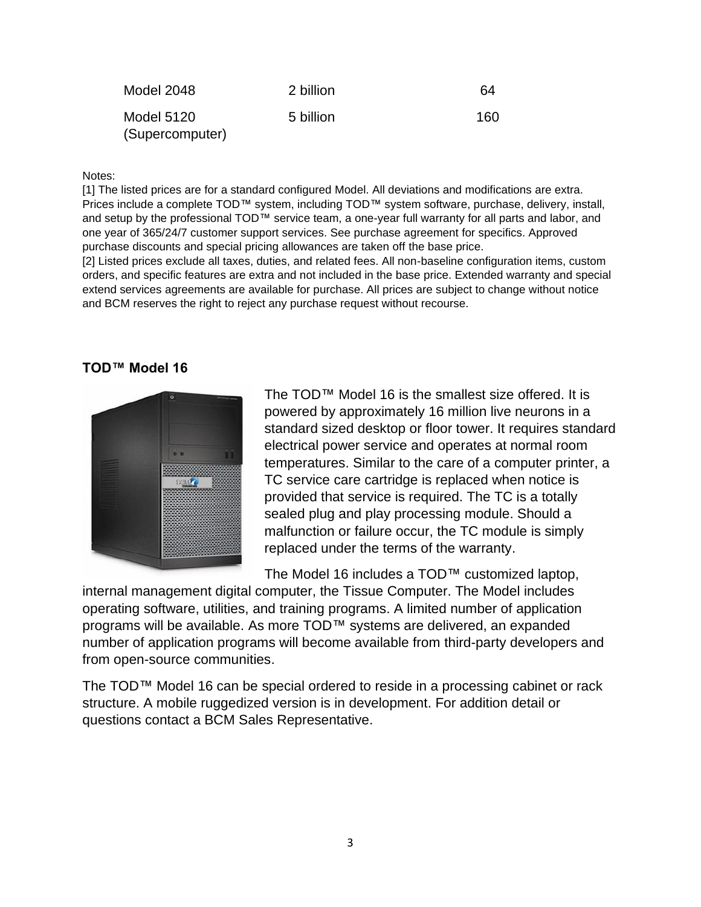| | | |
|---|---|---|
| Model 2048 | 2 billion | 64 |
| Model 5120 (Supercomputer) | 5 billion | 160 |

Notes:
[1] The listed prices are for a standard configured Model. All deviations and modifications are extra. Prices include a complete TOD™ system, including TOD™ system software, purchase, delivery, install, and setup by the professional TOD™ service team, a one-year full warranty for all parts and labor, and one year of 365/24/7 customer support services. See purchase agreement for specifics. Approved purchase discounts and special pricing allowances are taken off the base price.
[2] Listed prices exclude all taxes, duties, and related fees. All non-baseline configuration items, custom orders, and specific features are extra and not included in the base price. Extended warranty and special extend services agreements are available for purchase. All prices are subject to change without notice and BCM reserves the right to reject any purchase request without recourse.

### TOD™ Model 16

The TOD™ Model 16 is the smallest size offered. It is powered by approximately 16 million live neurons in a standard sized desktop or floor tower. It requires standard electrical power service and operates at normal room temperatures. Similar to the care of a computer printer, a TC service care cartridge is replaced when notice is provided that service is required. The TC is a totally sealed plug and play processing module. Should a malfunction or failure occur, the TC module is simply replaced under the terms of the warranty.

The Model 16 includes a TOD™ customized laptop, internal management digital computer, the Tissue Computer. The Model includes operating software, utilities, and training programs. A limited number of application programs will be available. As more TOD™ systems are delivered, an expanded number of application programs will become available from third-party developers and from open-source communities.

The TOD™ Model 16 can be special ordered to reside in a processing cabinet or rack structure. A mobile ruggedized version is in development. For addition detail or questions contact a BCM Sales Representative.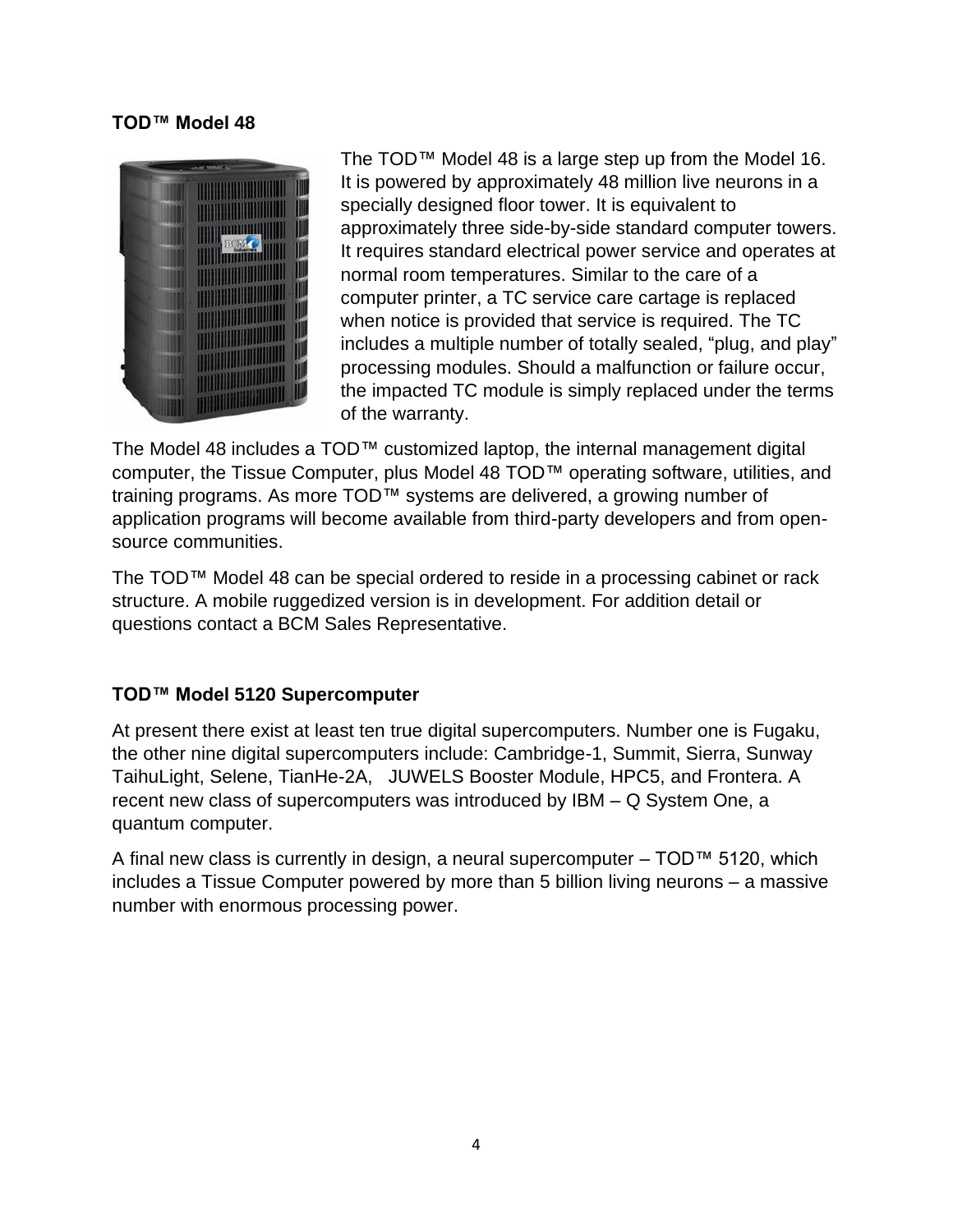**TOD™ Model 48**

The TOD™ Model 48 is a large step up from the Model 16. It is powered by approximately 48 million live neurons in a specially designed floor tower. It is equivalent to approximately three side-by-side standard computer towers. It requires standard electrical power service and operates at normal room temperatures. Similar to the care of a computer printer, a TC service care cartage is replaced when notice is provided that service is required. The TC includes a multiple number of totally sealed, “plug, and play” processing modules. Should a malfunction or failure occur, the impacted TC module is simply replaced under the terms of the warranty.

The Model 48 includes a TOD™ customized laptop, the internal management digital computer, the Tissue Computer, plus Model 48 TOD™ operating software, utilities, and training programs. As more TOD™ systems are delivered, a growing number of application programs will become available from third-party developers and from open-source communities.

The TOD™ Model 48 can be special ordered to reside in a processing cabinet or rack structure. A mobile ruggedized version is in development. For addition detail or questions contact a BCM Sales Representative.

**TOD™ Model 5120 Supercomputer**

At present there exist at least ten true digital supercomputers. Number one is Fugaku, the other nine digital supercomputers include: Cambridge-1, Summit, Sierra, Sunway TaihuLight, Selene, TianHe-2A, JUWELS Booster Module, HPC5, and Frontera. A recent new class of supercomputers was introduced by IBM – Q System One, a quantum computer.

A final new class is currently in design, a neural supercomputer – TOD™ 5120, which includes a Tissue Computer powered by more than 5 billion living neurons – a massive number with enormous processing power.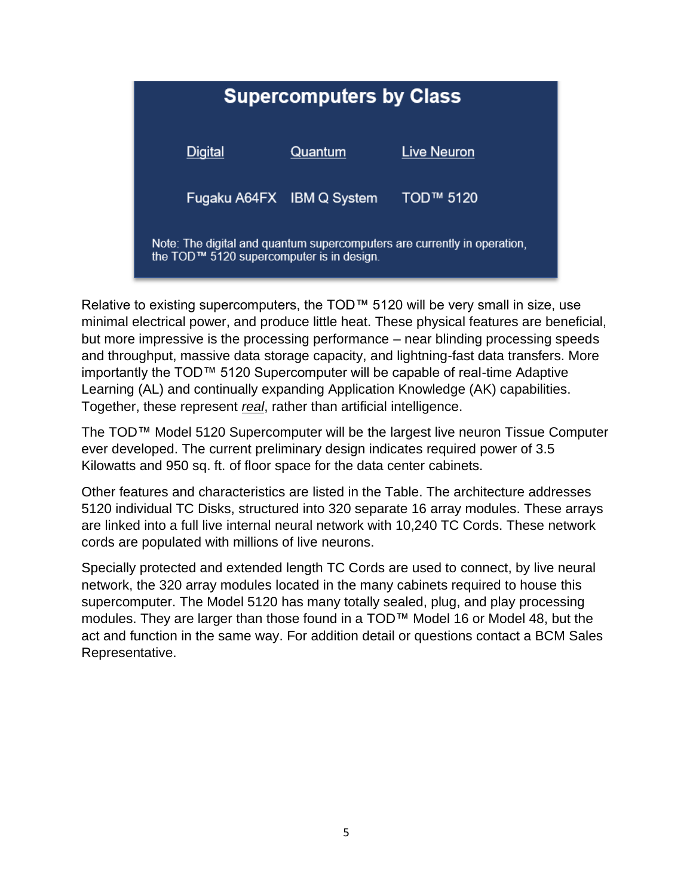## Supercomputers by Class

| Digital | Quantum | Live Neuron |
|---|---|---|
| Fugaku A64FX | IBM Q System | TOD™ 5120 |

Note: The digital and quantum supercomputers are currently in operation, the TOD™ 5120 supercomputer is in design.

Relative to existing supercomputers, the TOD™ 5120 will be very small in size, use minimal electrical power, and produce little heat. These physical features are beneficial, but more impressive is the processing performance – near blinding processing speeds and throughput, massive data storage capacity, and lightning-fast data transfers. More importantly the TOD™ 5120 Supercomputer will be capable of real-time Adaptive Learning (AL) and continually expanding Application Knowledge (AK) capabilities. Together, these represent *real*, rather than artificial intelligence.

The TOD™ Model 5120 Supercomputer will be the largest live neuron Tissue Computer ever developed. The current preliminary design indicates required power of 3.5 Kilowatts and 950 sq. ft. of floor space for the data center cabinets.

Other features and characteristics are listed in the Table. The architecture addresses 5120 individual TC Disks, structured into 320 separate 16 array modules. These arrays are linked into a full live internal neural network with 10,240 TC Cords. These network cords are populated with millions of live neurons.

Specially protected and extended length TC Cords are used to connect, by live neural network, the 320 array modules located in the many cabinets required to house this supercomputer. The Model 5120 has many totally sealed, plug, and play processing modules. They are larger than those found in a TOD™ Model 16 or Model 48, but the act and function in the same way. For addition detail or questions contact a BCM Sales Representative.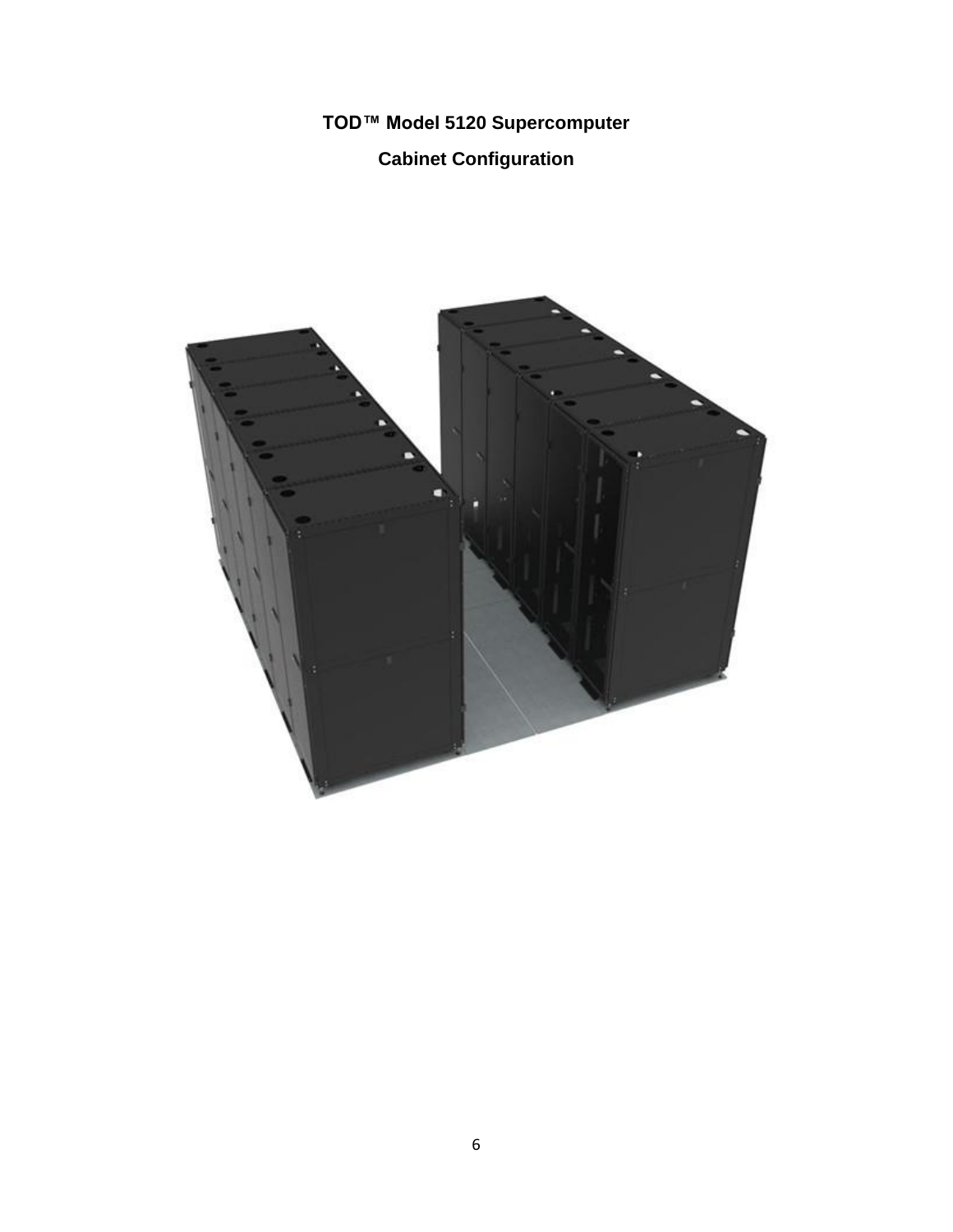**TOD™ Model 5120 Supercomputer**

**Cabinet Configuration**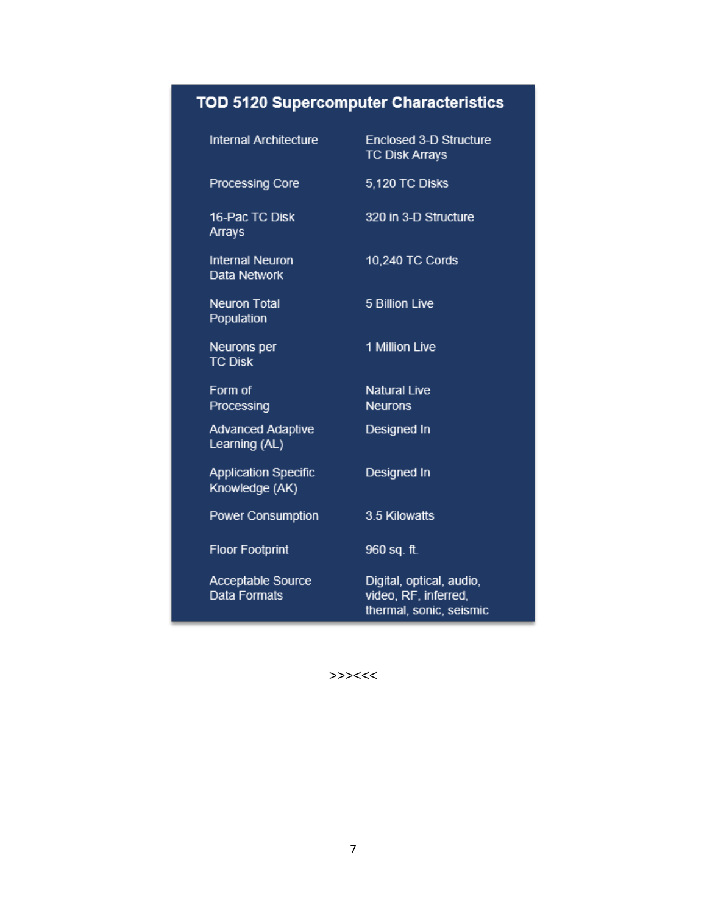## TOD 5120 Supercomputer Characteristics

| | |
|---|---|
| Internal Architecture | Enclosed 3-D Structure TC Disk Arrays |
| Processing Core | 5,120 TC Disks |
| 16-Pac TC Disk Arrays | 320 in 3-D Structure |
| Internal Neuron Data Network | 10,240 TC Cords |
| Neuron Total Population | 5 Billion Live |
| Neurons per TC Disk | 1 Million Live |
| Form of Processing | Natural Live Neurons |
| Advanced Adaptive Learning (AL) | Designed In |
| Application Specific Knowledge (AK) | Designed In |
| Power Consumption | 3.5 Kilowatts |
| Floor Footprint | 960 sq. ft. |
| Acceptable Source Data Formats | Digital, optical, audio, video, RF, inferred, thermal, sonic, seismic |

>>><<<